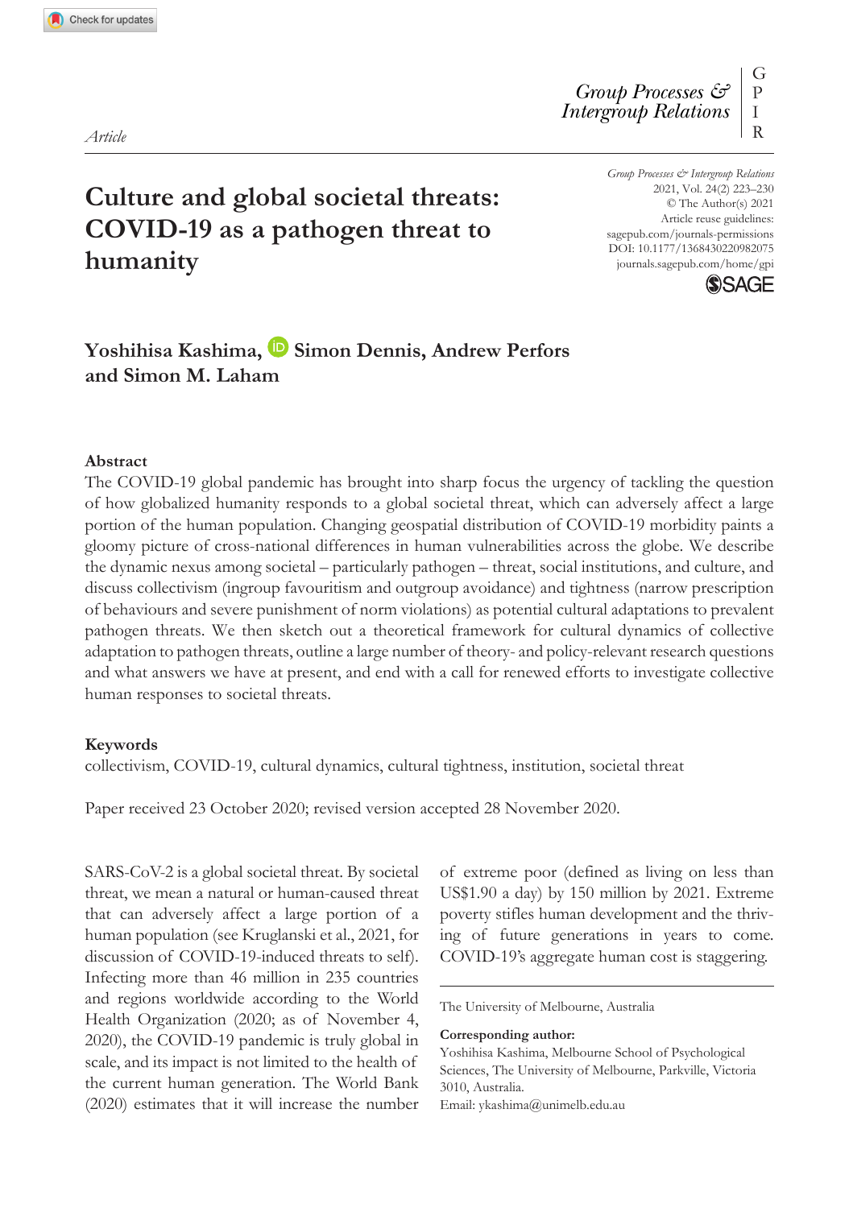*Article*

# Culture and global societal threats: COVID-19 as a pathogen threat to humanity

**Yoshihisa Kashima, Simon Dennis, Andrew Perfors and Simon M. Laham**

## Abstract

The COVID-19 global pandemic has brought into sharp focus the urgency of tackling the question of how globalized humanity responds to a global societal threat, which can adversely affect a large portion of the human population. Changing geospatial distribution of COVID-19 morbidity paints a gloomy picture of cross-national differences in human vulnerabilities across the globe. We describe the dynamic nexus among societal – particularly pathogen – threat, social institutions, and culture, and discuss collectivism (ingroup favouritism and outgroup avoidance) and tightness (narrow prescription of behaviours and severe punishment of norm violations) as potential cultural adaptations to prevalent pathogen threats. We then sketch out a theoretical framework for cultural dynamics of collective adaptation to pathogen threats, outline a large number of theory- and policy-relevant research questions and what answers we have at present, and end with a call for renewed efforts to investigate collective human responses to societal threats.

## Keywords

collectivism, COVID-19, cultural dynamics, cultural tightness, institution, societal threat

Paper received 23 October 2020; revised version accepted 28 November 2020.

SARS-CoV-2 is a global societal threat. By societal threat, we mean a natural or human-caused threat that can adversely affect a large portion of a human population (see Kruglanski et al., 2021, for discussion of COVID-19-induced threats to self). Infecting more than 46 million in 235 countries and regions worldwide according to the World Health Organization (2020; as of November 4, 2020), the COVID-19 pandemic is truly global in scale, and its impact is not limited to the health of the current human generation. The World Bank (2020) estimates that it will increase the number of extreme poor (defined as living on less than US$1.90 a day) by 150 million by 2021. Extreme poverty stifles human development and the thriving of future generations in years to come. COVID-19's aggregate human cost is staggering.

The University of Melbourne, Australia

**Corresponding author:**
Yoshihisa Kashima, Melbourne School of Psychological Sciences, The University of Melbourne, Parkville, Victoria 3010, Australia.
Email: ykashima@unimelb.edu.au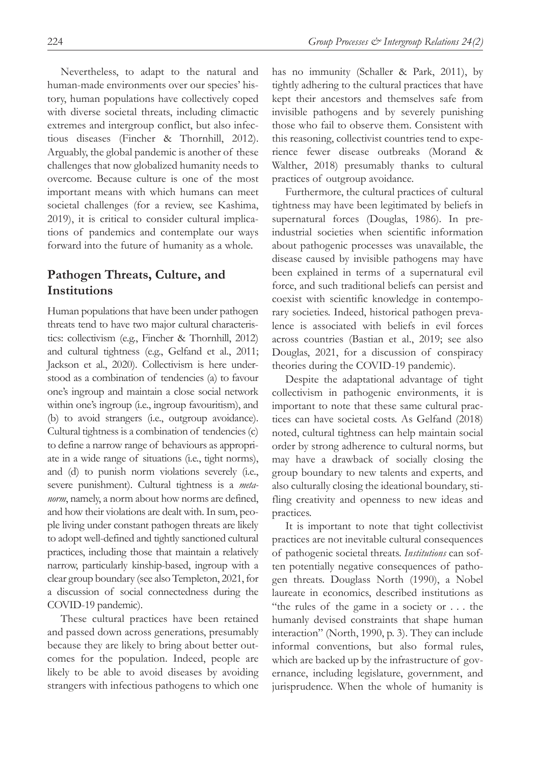Nevertheless, to adapt to the natural and human-made environments over our species' history, human populations have collectively coped with diverse societal threats, including climactic extremes and intergroup conflict, but also infectious diseases (Fincher & Thornhill, 2012). Arguably, the global pandemic is another of these challenges that now globalized humanity needs to overcome. Because culture is one of the most important means with which humans can meet societal challenges (for a review, see Kashima, 2019), it is critical to consider cultural implications of pandemics and contemplate our ways forward into the future of humanity as a whole.

## Pathogen Threats, Culture, and Institutions

Human populations that have been under pathogen threats tend to have two major cultural characteristics: collectivism (e.g., Fincher & Thornhill, 2012) and cultural tightness (e.g., Gelfand et al., 2011; Jackson et al., 2020). Collectivism is here understood as a combination of tendencies (a) to favour one's ingroup and maintain a close social network within one's ingroup (i.e., ingroup favouritism), and (b) to avoid strangers (i.e., outgroup avoidance). Cultural tightness is a combination of tendencies (c) to define a narrow range of behaviours as appropriate in a wide range of situations (i.e., tight norms), and (d) to punish norm violations severely (i.e., severe punishment). Cultural tightness is a *metanorm*, namely, a norm about how norms are defined, and how their violations are dealt with. In sum, people living under constant pathogen threats are likely to adopt well-defined and tightly sanctioned cultural practices, including those that maintain a relatively narrow, particularly kinship-based, ingroup with a clear group boundary (see also Templeton, 2021, for a discussion of social connectedness during the COVID-19 pandemic).

These cultural practices have been retained and passed down across generations, presumably because they are likely to bring about better outcomes for the population. Indeed, people are likely to be able to avoid diseases by avoiding strangers with infectious pathogens to which one has no immunity (Schaller & Park, 2011), by tightly adhering to the cultural practices that have kept their ancestors and themselves safe from invisible pathogens and by severely punishing those who fail to observe them. Consistent with this reasoning, collectivist countries tend to experience fewer disease outbreaks (Morand & Walther, 2018) presumably thanks to cultural practices of outgroup avoidance.

Furthermore, the cultural practices of cultural tightness may have been legitimated by beliefs in supernatural forces (Douglas, 1986). In preindustrial societies when scientific information about pathogenic processes was unavailable, the disease caused by invisible pathogens may have been explained in terms of a supernatural evil force, and such traditional beliefs can persist and coexist with scientific knowledge in contemporary societies. Indeed, historical pathogen prevalence is associated with beliefs in evil forces across countries (Bastian et al., 2019; see also Douglas, 2021, for a discussion of conspiracy theories during the COVID-19 pandemic).

Despite the adaptational advantage of tight collectivism in pathogenic environments, it is important to note that these same cultural practices can have societal costs. As Gelfand (2018) noted, cultural tightness can help maintain social order by strong adherence to cultural norms, but may have a drawback of socially closing the group boundary to new talents and experts, and also culturally closing the ideational boundary, stifling creativity and openness to new ideas and practices.

It is important to note that tight collectivist practices are not inevitable cultural consequences of pathogenic societal threats. *Institutions* can soften potentially negative consequences of pathogen threats. Douglass North (1990), a Nobel laureate in economics, described institutions as "the rules of the game in a society or . . . the humanly devised constraints that shape human interaction" (North, 1990, p. 3). They can include informal conventions, but also formal rules, which are backed up by the infrastructure of governance, including legislature, government, and jurisprudence. When the whole of humanity is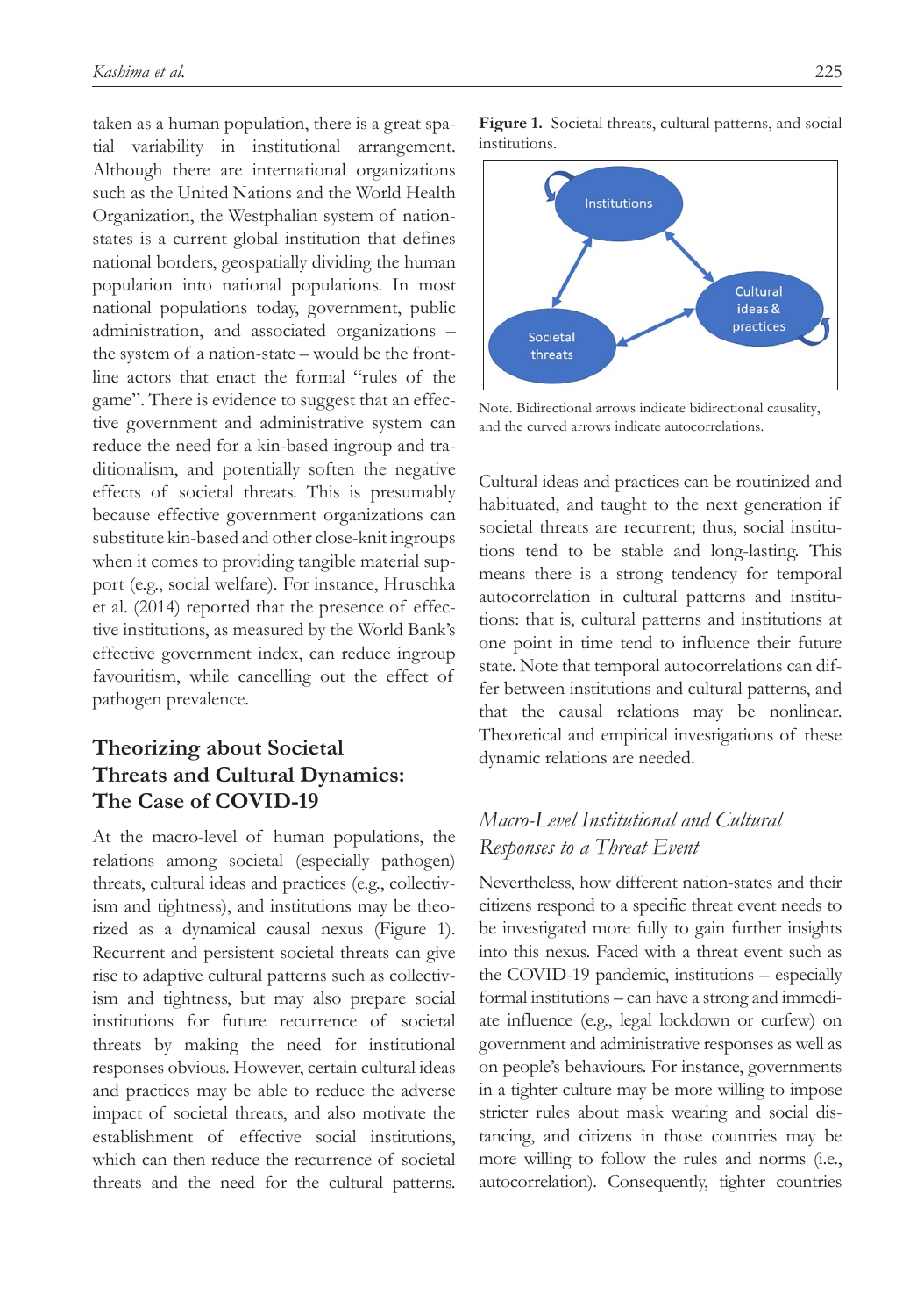taken as a human population, there is a great spatial variability in institutional arrangement. Although there are international organizations such as the United Nations and the World Health Organization, the Westphalian system of nation-states is a current global institution that defines national borders, geospatially dividing the human population into national populations. In most national populations today, government, public administration, and associated organizations – the system of a nation-state – would be the front-line actors that enact the formal "rules of the game". There is evidence to suggest that an effective government and administrative system can reduce the need for a kin-based ingroup and traditionalism, and potentially soften the negative effects of societal threats. This is presumably because effective government organizations can substitute kin-based and other close-knit ingroups when it comes to providing tangible material support (e.g., social welfare). For instance, Hruschka et al. (2014) reported that the presence of effective institutions, as measured by the World Bank's effective government index, can reduce ingroup favouritism, while cancelling out the effect of pathogen prevalence.

## Theorizing about Societal Threats and Cultural Dynamics: The Case of COVID-19

At the macro-level of human populations, the relations among societal (especially pathogen) threats, cultural ideas and practices (e.g., collectivism and tightness), and institutions may be theorized as a dynamical causal nexus (Figure 1). Recurrent and persistent societal threats can give rise to adaptive cultural patterns such as collectivism and tightness, but may also prepare social institutions for future recurrence of societal threats by making the need for institutional responses obvious. However, certain cultural ideas and practices may be able to reduce the adverse impact of societal threats, and also motivate the establishment of effective social institutions, which can then reduce the recurrence of societal threats and the need for the cultural patterns.

**Figure 1.** Societal threats, cultural patterns, and social institutions.

Note. Bidirectional arrows indicate bidirectional causality, and the curved arrows indicate autocorrelations.

Cultural ideas and practices can be routinized and habituated, and taught to the next generation if societal threats are recurrent; thus, social institutions tend to be stable and long-lasting. This means there is a strong tendency for temporal autocorrelation in cultural patterns and institutions: that is, cultural patterns and institutions at one point in time tend to influence their future state. Note that temporal autocorrelations can differ between institutions and cultural patterns, and that the causal relations may be nonlinear. Theoretical and empirical investigations of these dynamic relations are needed.

### *Macro-Level Institutional and Cultural Responses to a Threat Event*

Nevertheless, how different nation-states and their citizens respond to a specific threat event needs to be investigated more fully to gain further insights into this nexus. Faced with a threat event such as the COVID-19 pandemic, institutions – especially formal institutions – can have a strong and immediate influence (e.g., legal lockdown or curfew) on government and administrative responses as well as on people's behaviours. For instance, governments in a tighter culture may be more willing to impose stricter rules about mask wearing and social distancing, and citizens in those countries may be more willing to follow the rules and norms (i.e., autocorrelation). Consequently, tighter countries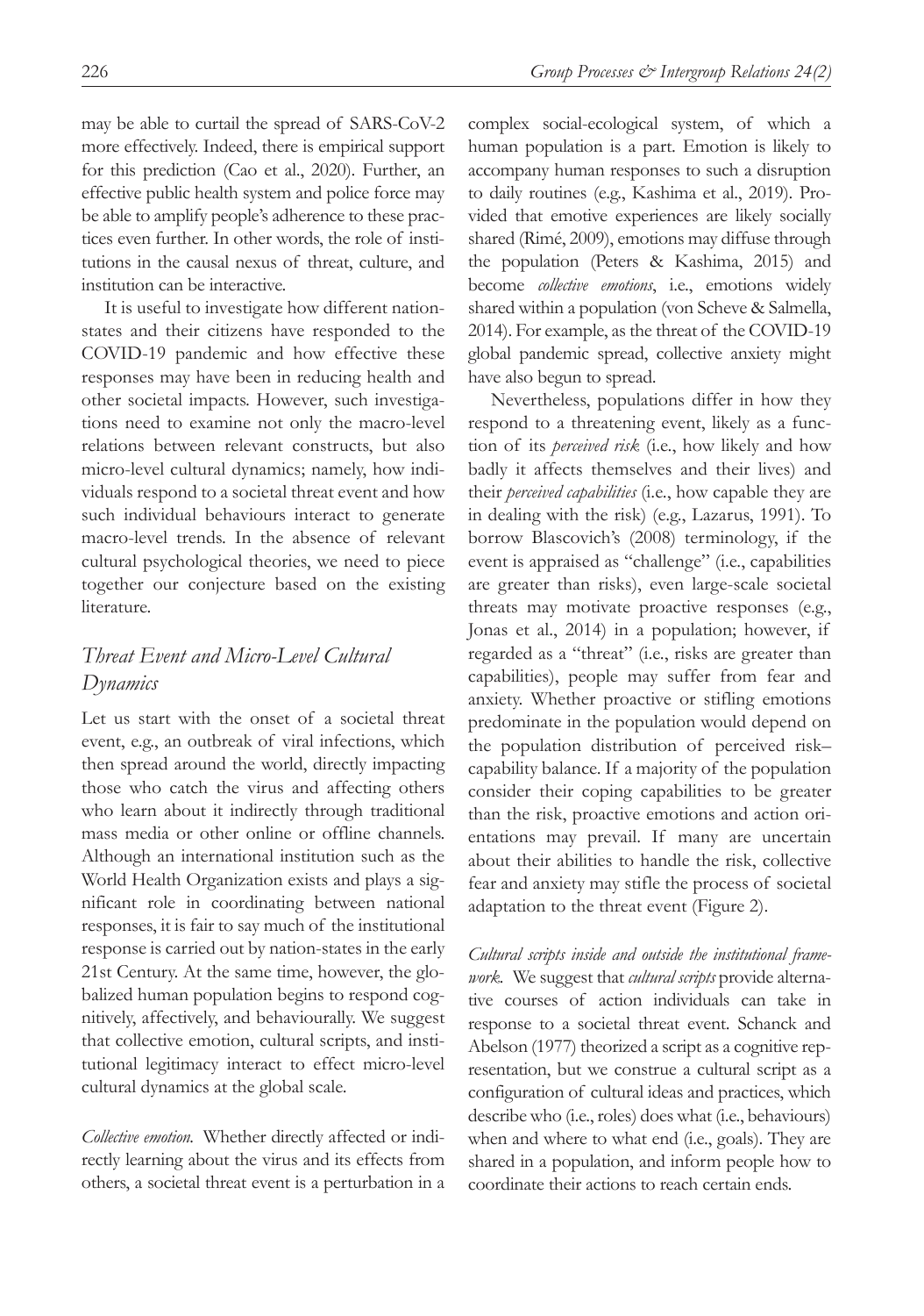may be able to curtail the spread of SARS-CoV-2 more effectively. Indeed, there is empirical support for this prediction (Cao et al., 2020). Further, an effective public health system and police force may be able to amplify people's adherence to these practices even further. In other words, the role of institutions in the causal nexus of threat, culture, and institution can be interactive.

It is useful to investigate how different nation-states and their citizens have responded to the COVID-19 pandemic and how effective these responses may have been in reducing health and other societal impacts. However, such investigations need to examine not only the macro-level relations between relevant constructs, but also micro-level cultural dynamics; namely, how individuals respond to a societal threat event and how such individual behaviours interact to generate macro-level trends. In the absence of relevant cultural psychological theories, we need to piece together our conjecture based on the existing literature.

## *Threat Event and Micro-Level Cultural Dynamics*

Let us start with the onset of a societal threat event, e.g., an outbreak of viral infections, which then spread around the world, directly impacting those who catch the virus and affecting others who learn about it indirectly through traditional mass media or other online or offline channels. Although an international institution such as the World Health Organization exists and plays a significant role in coordinating between national responses, it is fair to say much of the institutional response is carried out by nation-states in the early 21st Century. At the same time, however, the globalized human population begins to respond cognitively, affectively, and behaviourally. We suggest that collective emotion, cultural scripts, and institutional legitimacy interact to effect micro-level cultural dynamics at the global scale.

*Collective emotion.* Whether directly affected or indirectly learning about the virus and its effects from others, a societal threat event is a perturbation in a complex social-ecological system, of which a human population is a part. Emotion is likely to accompany human responses to such a disruption to daily routines (e.g., Kashima et al., 2019). Provided that emotive experiences are likely socially shared (Rimé, 2009), emotions may diffuse through the population (Peters & Kashima, 2015) and become *collective emotions*, i.e., emotions widely shared within a population (von Scheve & Salmella, 2014). For example, as the threat of the COVID-19 global pandemic spread, collective anxiety might have also begun to spread.

Nevertheless, populations differ in how they respond to a threatening event, likely as a function of its *perceived risk* (i.e., how likely and how badly it affects themselves and their lives) and their *perceived capabilities* (i.e., how capable they are in dealing with the risk) (e.g., Lazarus, 1991). To borrow Blascovich's (2008) terminology, if the event is appraised as "challenge" (i.e., capabilities are greater than risks), even large-scale societal threats may motivate proactive responses (e.g., Jonas et al., 2014) in a population; however, if regarded as a "threat" (i.e., risks are greater than capabilities), people may suffer from fear and anxiety. Whether proactive or stifling emotions predominate in the population would depend on the population distribution of perceived risk–capability balance. If a majority of the population consider their coping capabilities to be greater than the risk, proactive emotions and action orientations may prevail. If many are uncertain about their abilities to handle the risk, collective fear and anxiety may stifle the process of societal adaptation to the threat event (Figure 2).

*Cultural scripts inside and outside the institutional framework.* We suggest that *cultural scripts* provide alternative courses of action individuals can take in response to a societal threat event. Schanck and Abelson (1977) theorized a script as a cognitive representation, but we construe a cultural script as a configuration of cultural ideas and practices, which describe who (i.e., roles) does what (i.e., behaviours) when and where to what end (i.e., goals). They are shared in a population, and inform people how to coordinate their actions to reach certain ends.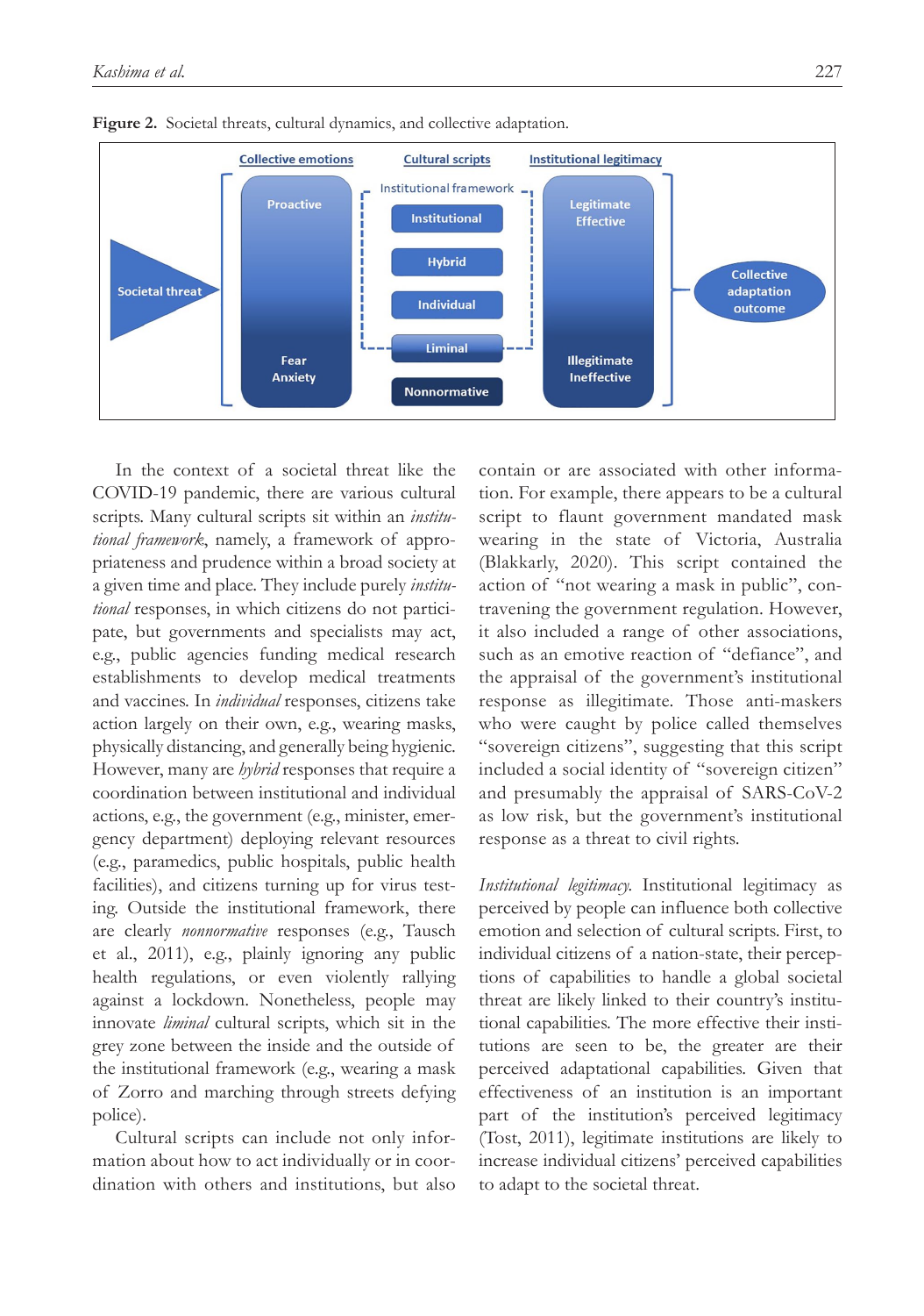**Figure 2.** Societal threats, cultural dynamics, and collective adaptation.

In the context of a societal threat like the COVID-19 pandemic, there are various cultural scripts. Many cultural scripts sit within an *institutional framework*, namely, a framework of appropriateness and prudence within a broad society at a given time and place. They include purely *institutional* responses, in which citizens do not participate, but governments and specialists may act, e.g., public agencies funding medical research establishments to develop medical treatments and vaccines. In *individual* responses, citizens take action largely on their own, e.g., wearing masks, physically distancing, and generally being hygienic. However, many are *hybrid* responses that require a coordination between institutional and individual actions, e.g., the government (e.g., minister, emergency department) deploying relevant resources (e.g., paramedics, public hospitals, public health facilities), and citizens turning up for virus testing. Outside the institutional framework, there are clearly *nonnormative* responses (e.g., Tausch et al., 2011), e.g., plainly ignoring any public health regulations, or even violently rallying against a lockdown. Nonetheless, people may innovate *liminal* cultural scripts, which sit in the grey zone between the inside and the outside of the institutional framework (e.g., wearing a mask of Zorro and marching through streets defying police).

Cultural scripts can include not only information about how to act individually or in coordination with others and institutions, but also contain or are associated with other information. For example, there appears to be a cultural script to flaunt government mandated mask wearing in the state of Victoria, Australia (Blakkarly, 2020). This script contained the action of "not wearing a mask in public", contravening the government regulation. However, it also included a range of other associations, such as an emotive reaction of "defiance", and the appraisal of the government's institutional response as illegitimate. Those anti-maskers who were caught by police called themselves "sovereign citizens", suggesting that this script included a social identity of "sovereign citizen" and presumably the appraisal of SARS-CoV-2 as low risk, but the government's institutional response as a threat to civil rights.

*Institutional legitimacy.* Institutional legitimacy as perceived by people can influence both collective emotion and selection of cultural scripts. First, to individual citizens of a nation-state, their perceptions of capabilities to handle a global societal threat are likely linked to their country's institutional capabilities. The more effective their institutions are seen to be, the greater are their perceived adaptational capabilities. Given that effectiveness of an institution is an important part of the institution's perceived legitimacy (Tost, 2011), legitimate institutions are likely to increase individual citizens' perceived capabilities to adapt to the societal threat.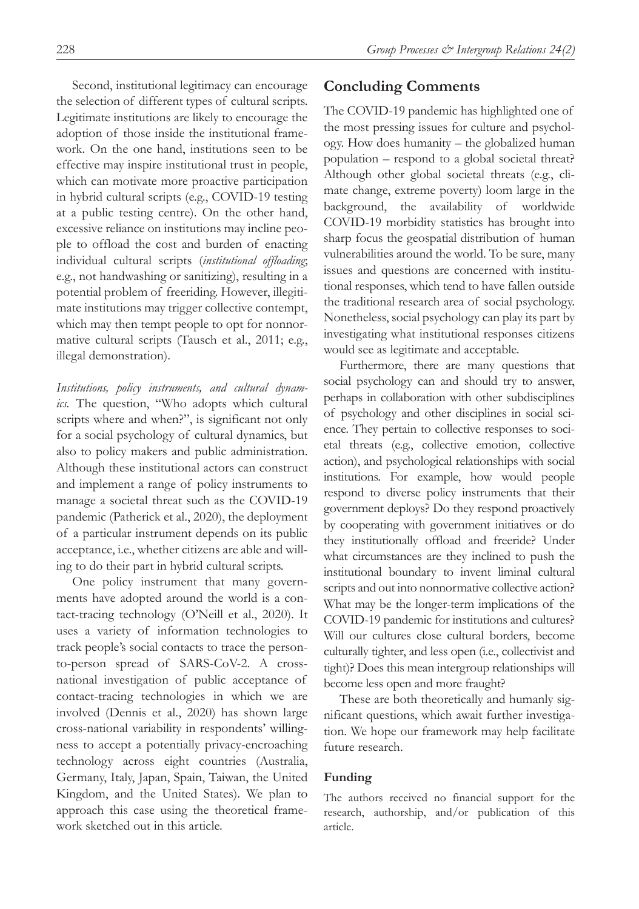Second, institutional legitimacy can encourage the selection of different types of cultural scripts. Legitimate institutions are likely to encourage the adoption of those inside the institutional framework. On the one hand, institutions seen to be effective may inspire institutional trust in people, which can motivate more proactive participation in hybrid cultural scripts (e.g., COVID-19 testing at a public testing centre). On the other hand, excessive reliance on institutions may incline people to offload the cost and burden of enacting individual cultural scripts (*institutional offloading*; e.g., not handwashing or sanitizing), resulting in a potential problem of freeriding. However, illegitimate institutions may trigger collective contempt, which may then tempt people to opt for nonnormative cultural scripts (Tausch et al., 2011; e.g., illegal demonstration).

*Institutions, policy instruments, and cultural dynamics.* The question, "Who adopts which cultural scripts where and when?", is significant not only for a social psychology of cultural dynamics, but also to policy makers and public administration. Although these institutional actors can construct and implement a range of policy instruments to manage a societal threat such as the COVID-19 pandemic (Patherick et al., 2020), the deployment of a particular instrument depends on its public acceptance, i.e., whether citizens are able and willing to do their part in hybrid cultural scripts.

One policy instrument that many governments have adopted around the world is a contact-tracing technology (O'Neill et al., 2020). It uses a variety of information technologies to track people's social contacts to trace the person-to-person spread of SARS-CoV-2. A cross-national investigation of public acceptance of contact-tracing technologies in which we are involved (Dennis et al., 2020) has shown large cross-national variability in respondents' willingness to accept a potentially privacy-encroaching technology across eight countries (Australia, Germany, Italy, Japan, Spain, Taiwan, the United Kingdom, and the United States). We plan to approach this case using the theoretical framework sketched out in this article.

## Concluding Comments

The COVID-19 pandemic has highlighted one of the most pressing issues for culture and psychology. How does humanity – the globalized human population – respond to a global societal threat? Although other global societal threats (e.g., climate change, extreme poverty) loom large in the background, the availability of worldwide COVID-19 morbidity statistics has brought into sharp focus the geospatial distribution of human vulnerabilities around the world. To be sure, many issues and questions are concerned with institutional responses, which tend to have fallen outside the traditional research area of social psychology. Nonetheless, social psychology can play its part by investigating what institutional responses citizens would see as legitimate and acceptable.

Furthermore, there are many questions that social psychology can and should try to answer, perhaps in collaboration with other subdisciplines of psychology and other disciplines in social science. They pertain to collective responses to societal threats (e.g., collective emotion, collective action), and psychological relationships with social institutions. For example, how would people respond to diverse policy instruments that their government deploys? Do they respond proactively by cooperating with government initiatives or do they institutionally offload and freeride? Under what circumstances are they inclined to push the institutional boundary to invent liminal cultural scripts and out into nonnormative collective action? What may be the longer-term implications of the COVID-19 pandemic for institutions and cultures? Will our cultures close cultural borders, become culturally tighter, and less open (i.e., collectivist and tight)? Does this mean intergroup relationships will become less open and more fraught?

These are both theoretically and humanly significant questions, which await further investigation. We hope our framework may help facilitate future research.

### Funding

The authors received no financial support for the research, authorship, and/or publication of this article.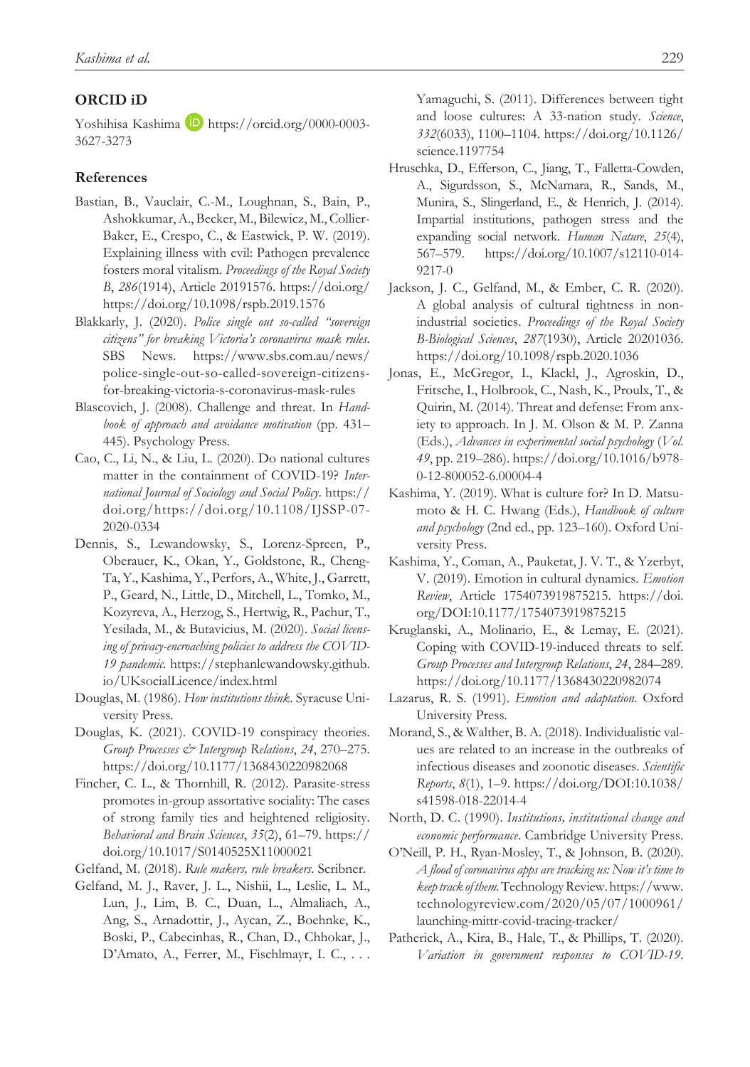## ORCID iD

Yoshihisa Kashima https://orcid.org/0000-0003-3627-3273

### References

Bastian, B., Vauclair, C.-M., Loughnan, S., Bain, P., Ashokkumar, A., Becker, M., Bilewicz, M., Collier-Baker, E., Crespo, C., & Eastwick, P. W. (2019). Explaining illness with evil: Pathogen prevalence fosters moral vitalism. *Proceedings of the Royal Society B*, *286*(1914), Article 20191576. https://doi.org/https://doi.org/10.1098/rspb.2019.1576

Blakkarly, J. (2020). *Police single out so-called "sovereign citizens" for breaking Victoria's coronavirus mask rules*. SBS News. https://www.sbs.com.au/news/police-single-out-so-called-sovereign-citizens-for-breaking-victoria-s-coronavirus-mask-rules

Blascovich, J. (2008). Challenge and threat. In *Handbook of approach and avoidance motivation* (pp. 431–445). Psychology Press.

Cao, C., Li, N., & Liu, L. (2020). Do national cultures matter in the containment of COVID-19? *International Journal of Sociology and Social Policy*. https://doi.org/https://doi.org/10.1108/IJSSP-07-2020-0334

Dennis, S., Lewandowsky, S., Lorenz-Spreen, P., Oberauer, K., Okan, Y., Goldstone, R., Cheng-Ta, Y., Kashima, Y., Perfors, A., White, J., Garrett, P., Geard, N., Little, D., Mitchell, L., Tomko, M., Kozyreva, A., Herzog, S., Hertwig, R., Pachur, T., Yesilada, M., & Butavicius, M. (2020). *Social licensing of privacy-encroaching policies to address the COVID-19 pandemic*. https://stephanlewandowsky.github.io/UKsocialLicence/index.html

Douglas, M. (1986). *How institutions think*. Syracuse University Press.

Douglas, K. (2021). COVID-19 conspiracy theories. *Group Processes & Intergroup Relations*, *24*, 270–275. https://doi.org/10.1177/1368430220982068

Fincher, C. L., & Thornhill, R. (2012). Parasite-stress promotes in-group assortative sociality: The cases of strong family ties and heightened religiosity. *Behavioral and Brain Sciences*, *35*(2), 61–79. https://doi.org/10.1017/S0140525X11000021

Gelfand, M. (2018). *Rule makers, rule breakers*. Scribner.

Gelfand, M. J., Raver, J. L., Nishii, L., Leslie, L. M., Lun, J., Lim, B. C., Duan, L., Almaliach, A., Ang, S., Arnadottir, J., Aycan, Z., Boehnke, K., Boski, P., Cabecinhas, R., Chan, D., Chhokar, J., D'Amato, A., Ferrer, M., Fischlmayr, I. C., . . . Yamaguchi, S. (2011). Differences between tight and loose cultures: A 33-nation study. *Science*, *332*(6033), 1100–1104. https://doi.org/10.1126/science.1197754

Hruschka, D., Efferson, C., Jiang, T., Falletta-Cowden, A., Sigurdsson, S., McNamara, R., Sands, M., Munira, S., Slingerland, E., & Henrich, J. (2014). Impartial institutions, pathogen stress and the expanding social network. *Human Nature*, *25*(4), 567–579. https://doi.org/10.1007/s12110-014-9217-0

Jackson, J. C., Gelfand, M., & Ember, C. R. (2020). A global analysis of cultural tightness in non-industrial societies. *Proceedings of the Royal Society B-Biological Sciences*, *287*(1930), Article 20201036. https://doi.org/10.1098/rspb.2020.1036

Jonas, E., McGregor, I., Klackl, J., Agroskin, D., Fritsche, I., Holbrook, C., Nash, K., Proulx, T., & Quirin, M. (2014). Threat and defense: From anxiety to approach. In J. M. Olson & M. P. Zanna (Eds.), *Advances in experimental social psychology* (*Vol. 49*, pp. 219–286). https://doi.org/10.1016/b978-0-12-800052-6.00004-4

Kashima, Y. (2019). What is culture for? In D. Matsumoto & H. C. Hwang (Eds.), *Handbook of culture and psychology* (2nd ed., pp. 123–160). Oxford University Press.

Kashima, Y., Coman, A., Pauketat, J. V. T., & Yzerbyt, V. (2019). Emotion in cultural dynamics. *Emotion Review*, Article 1754073919875215. https://doi.org/DOI:10.1177/1754073919875215

Kruglanski, A., Molinario, E., & Lemay, E. (2021). Coping with COVID-19-induced threats to self. *Group Processes and Intergroup Relations*, *24*, 284–289. https://doi.org/10.1177/1368430220982074

Lazarus, R. S. (1991). *Emotion and adaptation*. Oxford University Press.

Morand, S., & Walther, B. A. (2018). Individualistic values are related to an increase in the outbreaks of infectious diseases and zoonotic diseases. *Scientific Reports*, *8*(1), 1–9. https://doi.org/DOI:10.1038/s41598-018-22014-4

North, D. C. (1990). *Institutions, institutional change and economic performance*. Cambridge University Press.

O'Neill, P. H., Ryan-Mosley, T., & Johnson, B. (2020). *A flood of coronavirus apps are tracking us: Now it's time to keep track of them*. Technology Review. https://www.technologyreview.com/2020/05/07/1000961/launching-mittr-covid-tracing-tracker/

Patherick, A., Kira, B., Hale, T., & Phillips, T. (2020). *Variation in government responses to COVID-19*.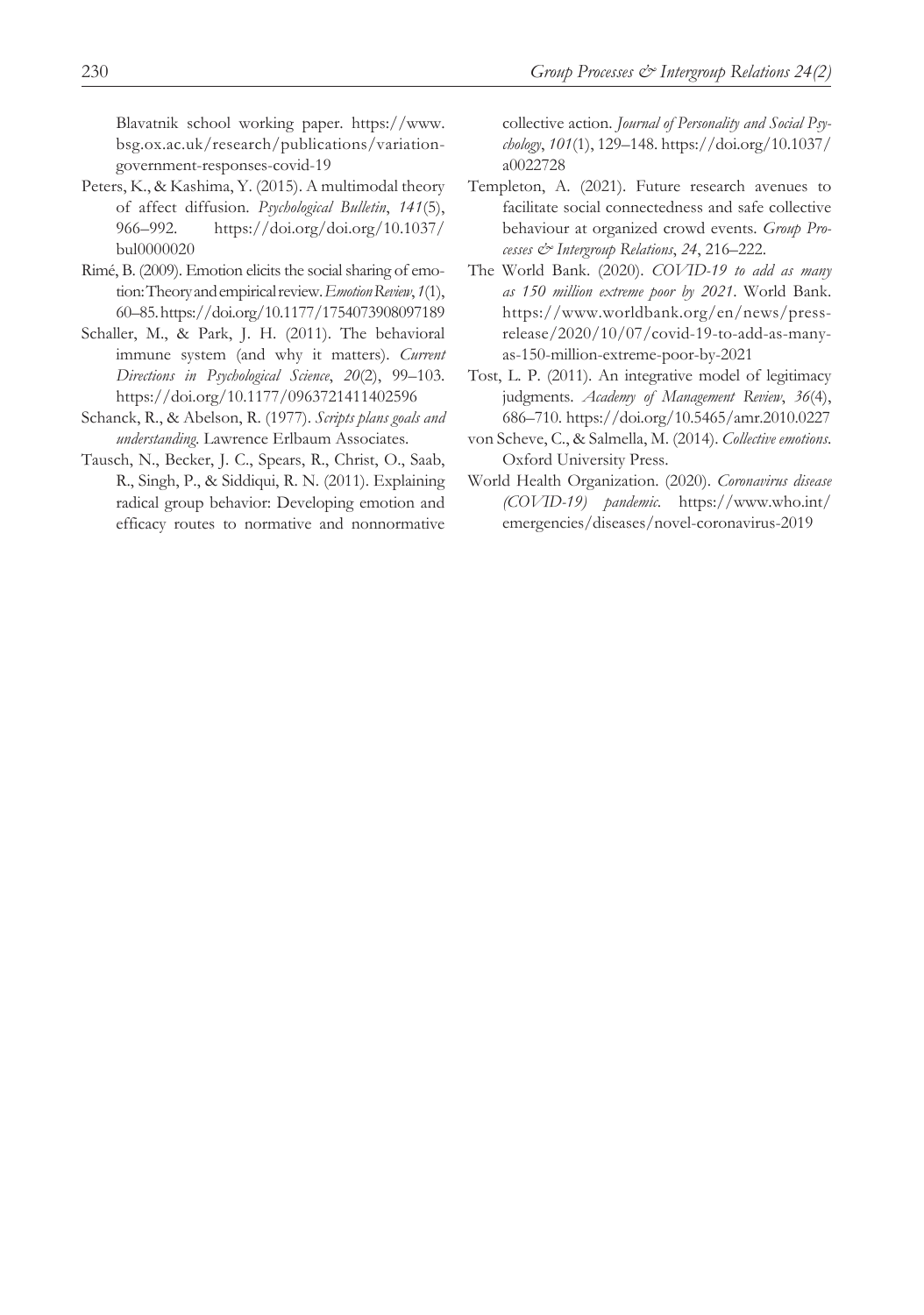Blavatnik school working paper. https://www.bsg.ox.ac.uk/research/publications/variation-government-responses-covid-19

Peters, K., & Kashima, Y. (2015). A multimodal theory of affect diffusion. *Psychological Bulletin*, *141*(5), 966–992. https://doi.org/doi.org/10.1037/bul0000020

Rimé, B. (2009). Emotion elicits the social sharing of emotion: Theory and empirical review. *Emotion Review*, *1*(1), 60–85. https://doi.org/10.1177/1754073908097189

Schaller, M., & Park, J. H. (2011). The behavioral immune system (and why it matters). *Current Directions in Psychological Science*, *20*(2), 99–103. https://doi.org/10.1177/0963721411402596

Schanck, R., & Abelson, R. (1977). *Scripts plans goals and understanding*. Lawrence Erlbaum Associates.

Tausch, N., Becker, J. C., Spears, R., Christ, O., Saab, R., Singh, P., & Siddiqui, R. N. (2011). Explaining radical group behavior: Developing emotion and efficacy routes to normative and nonnormative collective action. *Journal of Personality and Social Psychology*, *101*(1), 129–148. https://doi.org/10.1037/a0022728

Templeton, A. (2021). Future research avenues to facilitate social connectedness and safe collective behaviour at organized crowd events. *Group Processes & Intergroup Relations*, *24*, 216–222.

The World Bank. (2020). *COVID-19 to add as many as 150 million extreme poor by 2021*. World Bank. https://www.worldbank.org/en/news/press-release/2020/10/07/covid-19-to-add-as-many-as-150-million-extreme-poor-by-2021

Tost, L. P. (2011). An integrative model of legitimacy judgments. *Academy of Management Review*, *36*(4), 686–710. https://doi.org/10.5465/amr.2010.0227

von Scheve, C., & Salmella, M. (2014). *Collective emotions*. Oxford University Press.

World Health Organization. (2020). *Coronavirus disease (COVID-19) pandemic*. https://www.who.int/emergencies/diseases/novel-coronavirus-2019